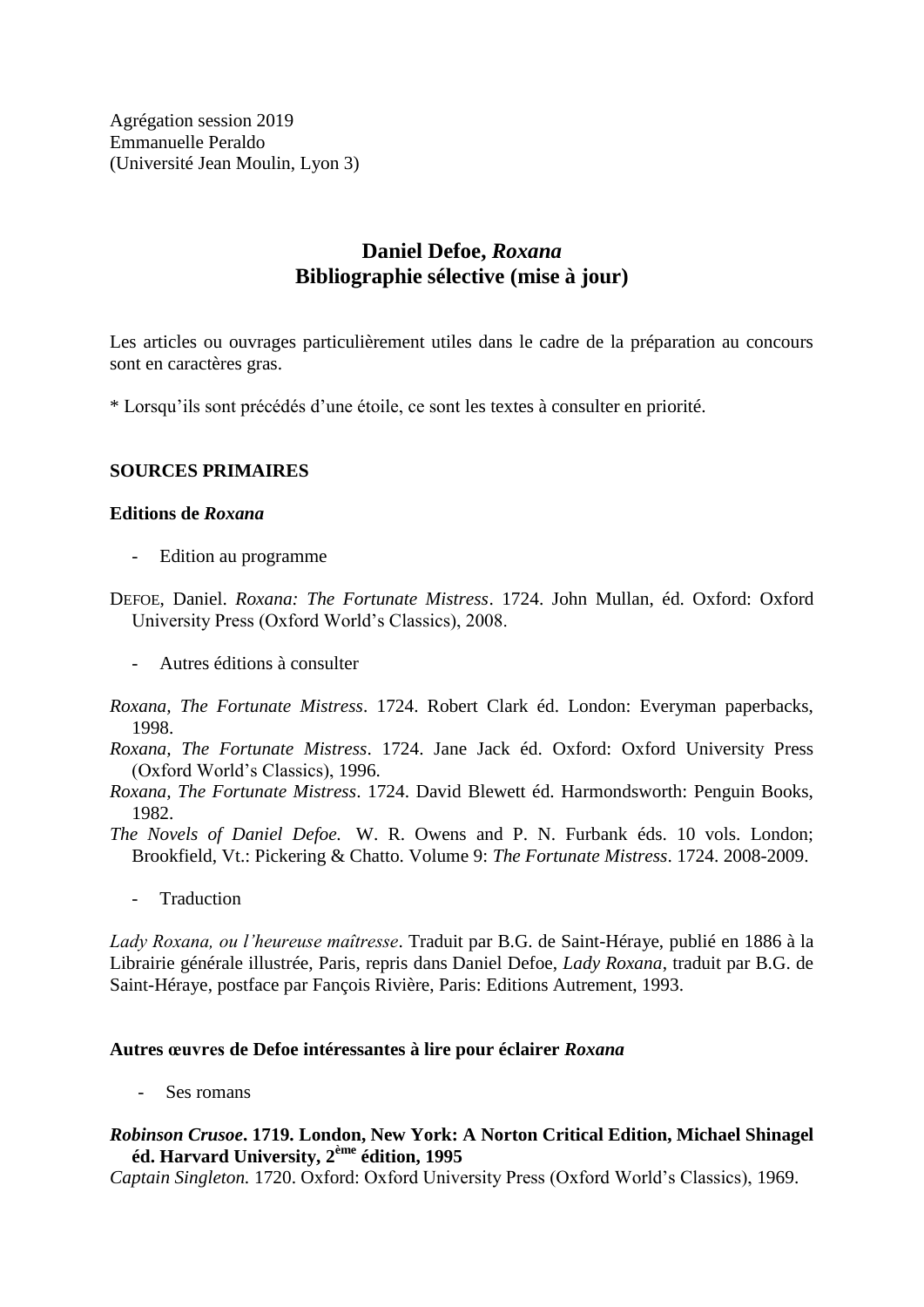Agrégation session 2019
Emmanuelle Peraldo
(Université Jean Moulin, Lyon 3)

# Daniel Defoe, *Roxana*
# Bibliographie sélective (mise à jour)

Les articles ou ouvrages particulièrement utiles dans le cadre de la préparation au concours sont en caractères gras.

* Lorsqu'ils sont précédés d'une étoile, ce sont les textes à consulter en priorité.

## SOURCES PRIMAIRES

### Editions de *Roxana*

- Edition au programme

DEFOE, Daniel. *Roxana: The Fortunate Mistress*. 1724. John Mullan, éd. Oxford: Oxford University Press (Oxford World's Classics), 2008.

- Autres éditions à consulter

*Roxana, The Fortunate Mistress*. 1724. Robert Clark éd. London: Everyman paperbacks, 1998.

*Roxana, The Fortunate Mistress*. 1724. Jane Jack éd. Oxford: Oxford University Press (Oxford World's Classics), 1996.

*Roxana, The Fortunate Mistress*. 1724. David Blewett éd. Harmondsworth: Penguin Books, 1982.

*The Novels of Daniel Defoe.* W. R. Owens and P. N. Furbank éds. 10 vols. London; Brookfield, Vt.: Pickering & Chatto. Volume 9: *The Fortunate Mistress*. 1724. 2008-2009.

- Traduction

*Lady Roxana, ou l'heureuse maîtresse*. Traduit par B.G. de Saint-Héraye, publié en 1886 à la Librairie générale illustrée, Paris, repris dans Daniel Defoe, *Lady Roxana*, traduit par B.G. de Saint-Héraye, postface par Fançois Rivière, Paris: Editions Autrement, 1993.

### Autres œuvres de Defoe intéressantes à lire pour éclairer *Roxana*

- Ses romans

***Robinson Crusoe*. 1719. London, New York: A Norton Critical Edition, Michael Shinagel éd. Harvard University, 2ème édition, 1995**

*Captain Singleton.* 1720. Oxford: Oxford University Press (Oxford World's Classics), 1969.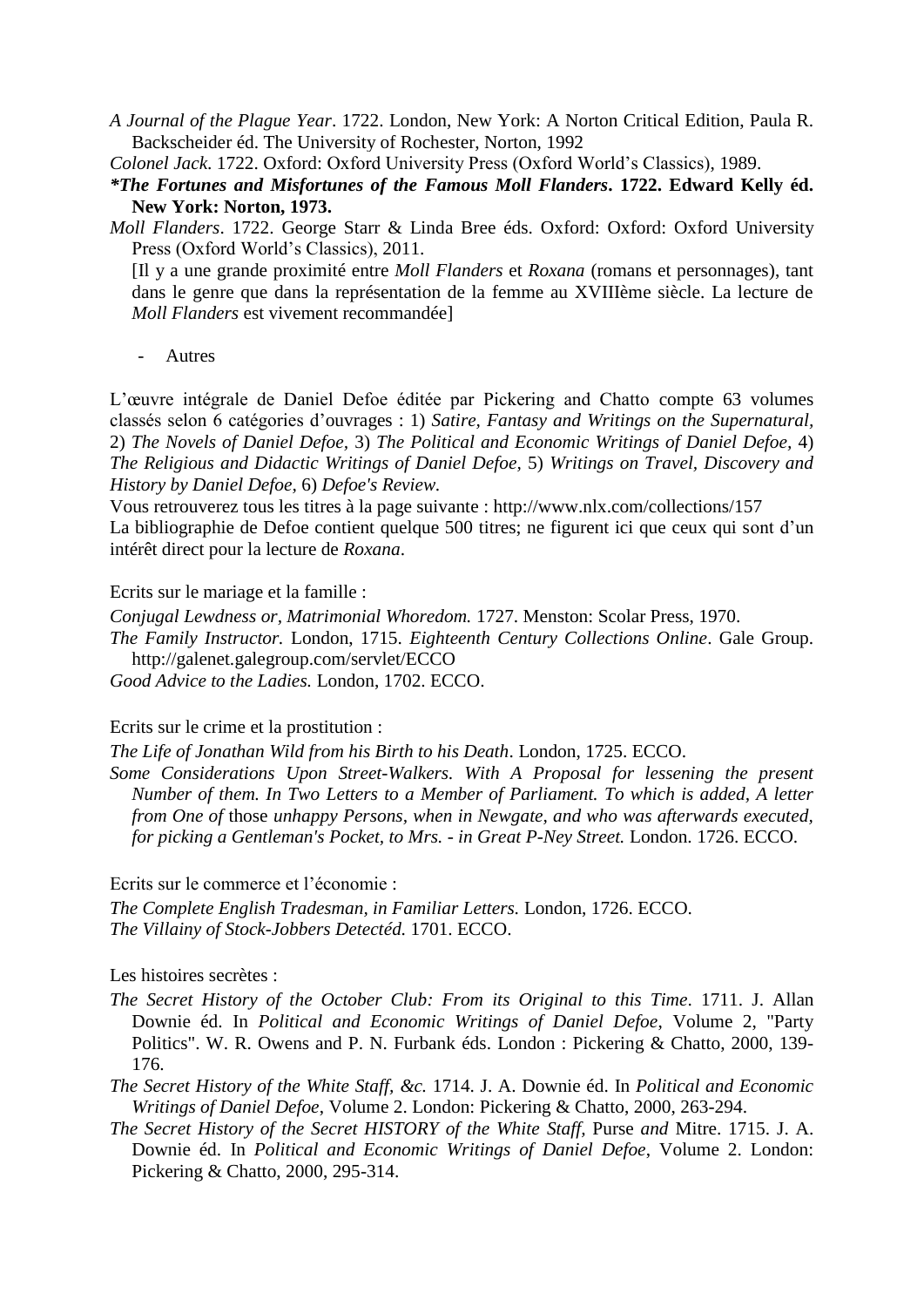*A Journal of the Plague Year*. 1722. London, New York: A Norton Critical Edition, Paula R. Backscheider éd. The University of Rochester, Norton, 1992

*Colonel Jack*. 1722. Oxford: Oxford University Press (Oxford World's Classics), 1989.

***The Fortunes and Misfortunes of the Famous Moll Flanders*. 1722. Edward Kelly éd. New York: Norton, 1973.**

*Moll Flanders*. 1722. George Starr & Linda Bree éds. Oxford: Oxford: Oxford University Press (Oxford World's Classics), 2011.

[Il y a une grande proximité entre *Moll Flanders* et *Roxana* (romans et personnages), tant dans le genre que dans la représentation de la femme au XVIIIème siècle. La lecture de *Moll Flanders* est vivement recommandée]

- Autres

L'œuvre intégrale de Daniel Defoe éditée par Pickering and Chatto compte 63 volumes classés selon 6 catégories d'ouvrages : 1) *Satire, Fantasy and Writings on the Supernatural,* 2) *The Novels of Daniel Defoe,* 3) *The Political and Economic Writings of Daniel Defoe,* 4) *The Religious and Didactic Writings of Daniel Defoe,* 5) *Writings on Travel, Discovery and History by Daniel Defoe,* 6) *Defoe's Review.*

Vous retrouverez tous les titres à la page suivante : http://www.nlx.com/collections/157

La bibliographie de Defoe contient quelque 500 titres; ne figurent ici que ceux qui sont d'un intérêt direct pour la lecture de *Roxana*.

Ecrits sur le mariage et la famille :

*Conjugal Lewdness or, Matrimonial Whoredom.* 1727. Menston: Scolar Press, 1970.

*The Family Instructor.* London, 1715. *Eighteenth Century Collections Online*. Gale Group. http://galenet.galegroup.com/servlet/ECCO

*Good Advice to the Ladies.* London, 1702. ECCO.

Ecrits sur le crime et la prostitution :

*The Life of Jonathan Wild from his Birth to his Death*. London, 1725. ECCO.

*Some Considerations Upon Street-Walkers. With A Proposal for lessening the present Number of them. In Two Letters to a Member of Parliament. To which is added, A letter from One of* those *unhappy Persons, when in Newgate, and who was afterwards executed, for picking a Gentleman's Pocket, to Mrs. - in Great P-Ney Street.* London. 1726. ECCO.

Ecrits sur le commerce et l'économie :

*The Complete English Tradesman, in Familiar Letters.* London, 1726. ECCO.

*The Villainy of Stock-Jobbers Detectéd.* 1701. ECCO.

Les histoires secrètes :

*The Secret History of the October Club: From its Original to this Time*. 1711. J. Allan Downie éd. In *Political and Economic Writings of Daniel Defoe*, Volume 2, "Party Politics". W. R. Owens and P. N. Furbank éds. London : Pickering & Chatto, 2000, 139-176.

*The Secret History of the White Staff, &c.* 1714. J. A. Downie éd. In *Political and Economic Writings of Daniel Defoe*, Volume 2. London: Pickering & Chatto, 2000, 263-294.

*The Secret History of the Secret HISTORY of the White Staff,* Purse *and* Mitre. 1715. J. A. Downie éd. In *Political and Economic Writings of Daniel Defoe*, Volume 2. London: Pickering & Chatto, 2000, 295-314.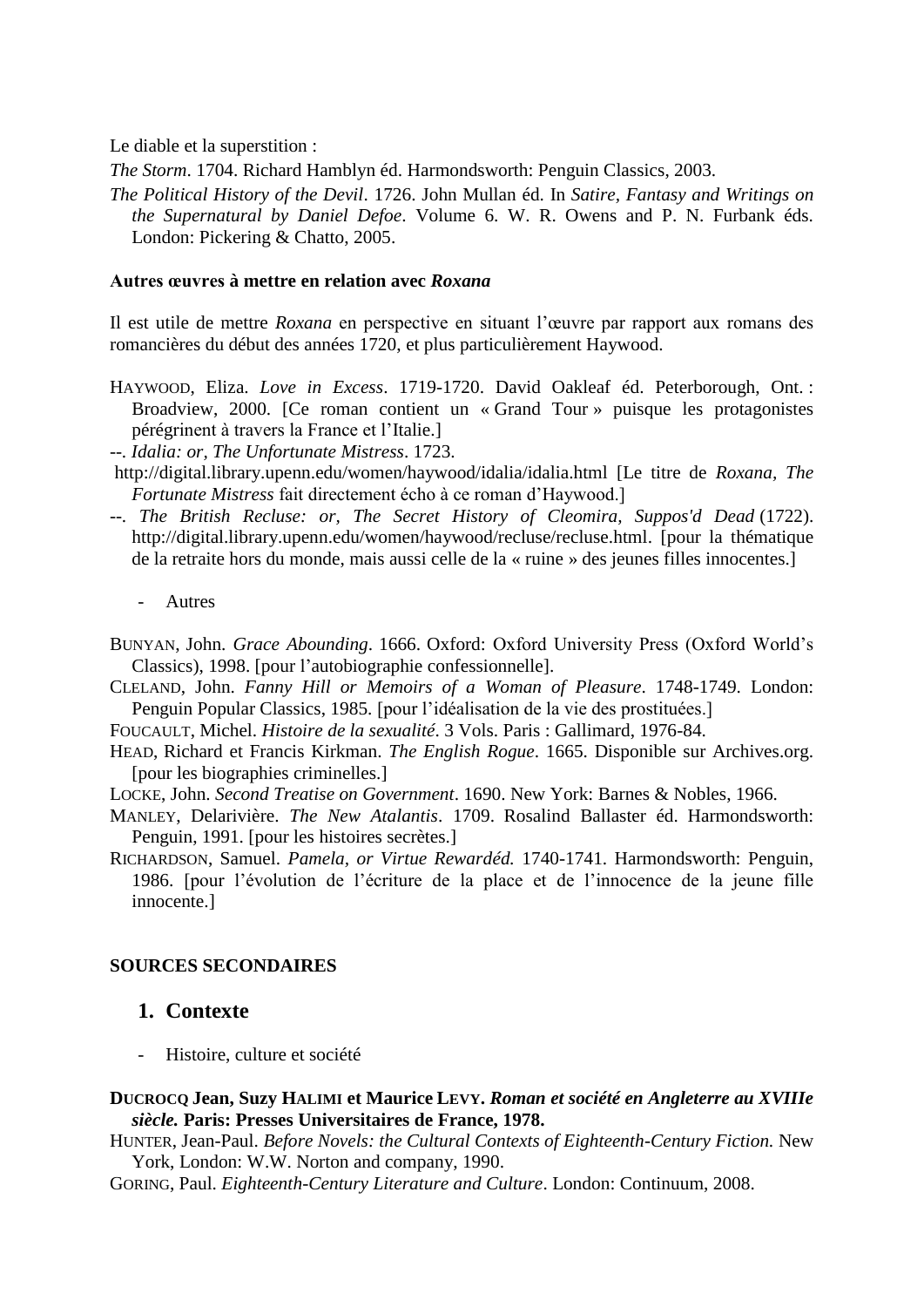Le diable et la superstition :

*The Storm*. 1704. Richard Hamblyn éd. Harmondsworth: Penguin Classics, 2003.

*The Political History of the Devil*. 1726. John Mullan éd. In *Satire, Fantasy and Writings on the Supernatural by Daniel Defoe*. Volume 6. W. R. Owens and P. N. Furbank éds. London: Pickering & Chatto, 2005.

**Autres œuvres à mettre en relation avec *Roxana***

Il est utile de mettre *Roxana* en perspective en situant l'œuvre par rapport aux romans des romancières du début des années 1720, et plus particulièrement Haywood.

HAYWOOD, Eliza. *Love in Excess*. 1719-1720. David Oakleaf éd. Peterborough, Ont. : Broadview, 2000. [Ce roman contient un « Grand Tour » puisque les protagonistes pérégrinent à travers la France et l'Italie.]

--. *Idalia: or, The Unfortunate Mistress*. 1723. http://digital.library.upenn.edu/women/haywood/idalia/idalia.html [Le titre de *Roxana, The Fortunate Mistress* fait directement écho à ce roman d'Haywood.]

--. *The British Recluse: or, The Secret History of Cleomira, Suppos'd Dead* (1722). http://digital.library.upenn.edu/women/haywood/recluse/recluse.html. [pour la thématique de la retraite hors du monde, mais aussi celle de la « ruine » des jeunes filles innocentes.]

- Autres

BUNYAN, John. *Grace Abounding*. 1666. Oxford: Oxford University Press (Oxford World's Classics), 1998. [pour l'autobiographie confessionnelle].

CLELAND, John. *Fanny Hill or Memoirs of a Woman of Pleasure*. 1748-1749. London: Penguin Popular Classics, 1985. [pour l'idéalisation de la vie des prostituées.]

FOUCAULT, Michel. *Histoire de la sexualité*. 3 Vols. Paris : Gallimard, 1976-84.

HEAD, Richard et Francis Kirkman. *The English Rogue*. 1665. Disponible sur Archives.org. [pour les biographies criminelles.]

LOCKE, John. *Second Treatise on Government*. 1690. New York: Barnes & Nobles, 1966.

MANLEY, Delarivière. *The New Atalantis*. 1709. Rosalind Ballaster éd. Harmondsworth: Penguin, 1991. [pour les histoires secrètes.]

RICHARDSON, Samuel. *Pamela, or Virtue Rewardéd.* 1740-1741. Harmondsworth: Penguin, 1986. [pour l'évolution de l'écriture de la place et de l'innocence de la jeune fille innocente.]

**SOURCES SECONDAIRES**

## 1. Contexte

- Histoire, culture et société

**DUCROCQ Jean, Suzy HALIMI et Maurice LEVY. *Roman et société en Angleterre au XVIIIe siècle.* Paris: Presses Universitaires de France, 1978.**

HUNTER, Jean-Paul. *Before Novels: the Cultural Contexts of Eighteenth-Century Fiction.* New York, London: W.W. Norton and company, 1990.

GORING, Paul. *Eighteenth-Century Literature and Culture*. London: Continuum, 2008.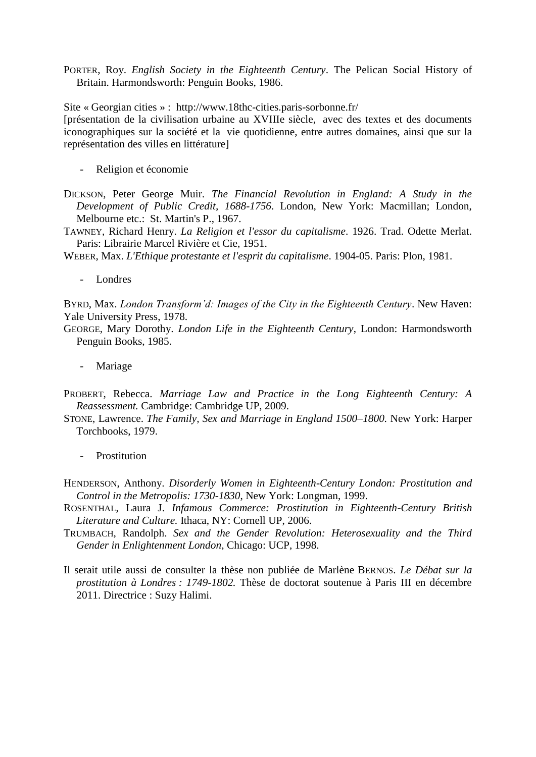PORTER, Roy. *English Society in the Eighteenth Century*. The Pelican Social History of Britain. Harmondsworth: Penguin Books, 1986.

Site « Georgian cities » : http://www.18thc-cities.paris-sorbonne.fr/
[présentation de la civilisation urbaine au XVIIIe siècle, avec des textes et des documents iconographiques sur la société et la vie quotidienne, entre autres domaines, ainsi que sur la représentation des villes en littérature]

- Religion et économie

DICKSON, Peter George Muir. *The Financial Revolution in England: A Study in the Development of Public Credit, 1688-1756*. London, New York: Macmillan; London, Melbourne etc.: St. Martin's P., 1967.

TAWNEY, Richard Henry. *La Religion et l'essor du capitalisme*. 1926. Trad. Odette Merlat. Paris: Librairie Marcel Rivière et Cie, 1951.

WEBER, Max. *L'Ethique protestante et l'esprit du capitalisme*. 1904-05. Paris: Plon, 1981.

- Londres

BYRD, Max. *London Transform'd: Images of the City in the Eighteenth Century*. New Haven: Yale University Press, 1978.

GEORGE, Mary Dorothy. *London Life in the Eighteenth Century*, London: Harmondsworth Penguin Books, 1985.

- Mariage

PROBERT, Rebecca. *Marriage Law and Practice in the Long Eighteenth Century: A Reassessment.* Cambridge: Cambridge UP, 2009.

STONE, Lawrence. *The Family, Sex and Marriage in England 1500–1800.* New York: Harper Torchbooks, 1979.

- Prostitution

HENDERSON, Anthony. *Disorderly Women in Eighteenth-Century London: Prostitution and Control in the Metropolis: 1730-1830*, New York: Longman, 1999.

ROSENTHAL, Laura J. *Infamous Commerce: Prostitution in Eighteenth-Century British Literature and Culture.* Ithaca, NY: Cornell UP, 2006.

TRUMBACH, Randolph. *Sex and the Gender Revolution: Heterosexuality and the Third Gender in Enlightenment London*, Chicago: UCP, 1998.

Il serait utile aussi de consulter la thèse non publiée de Marlène BERNOS. *Le Débat sur la prostitution à Londres : 1749-1802.* Thèse de doctorat soutenue à Paris III en décembre 2011. Directrice : Suzy Halimi.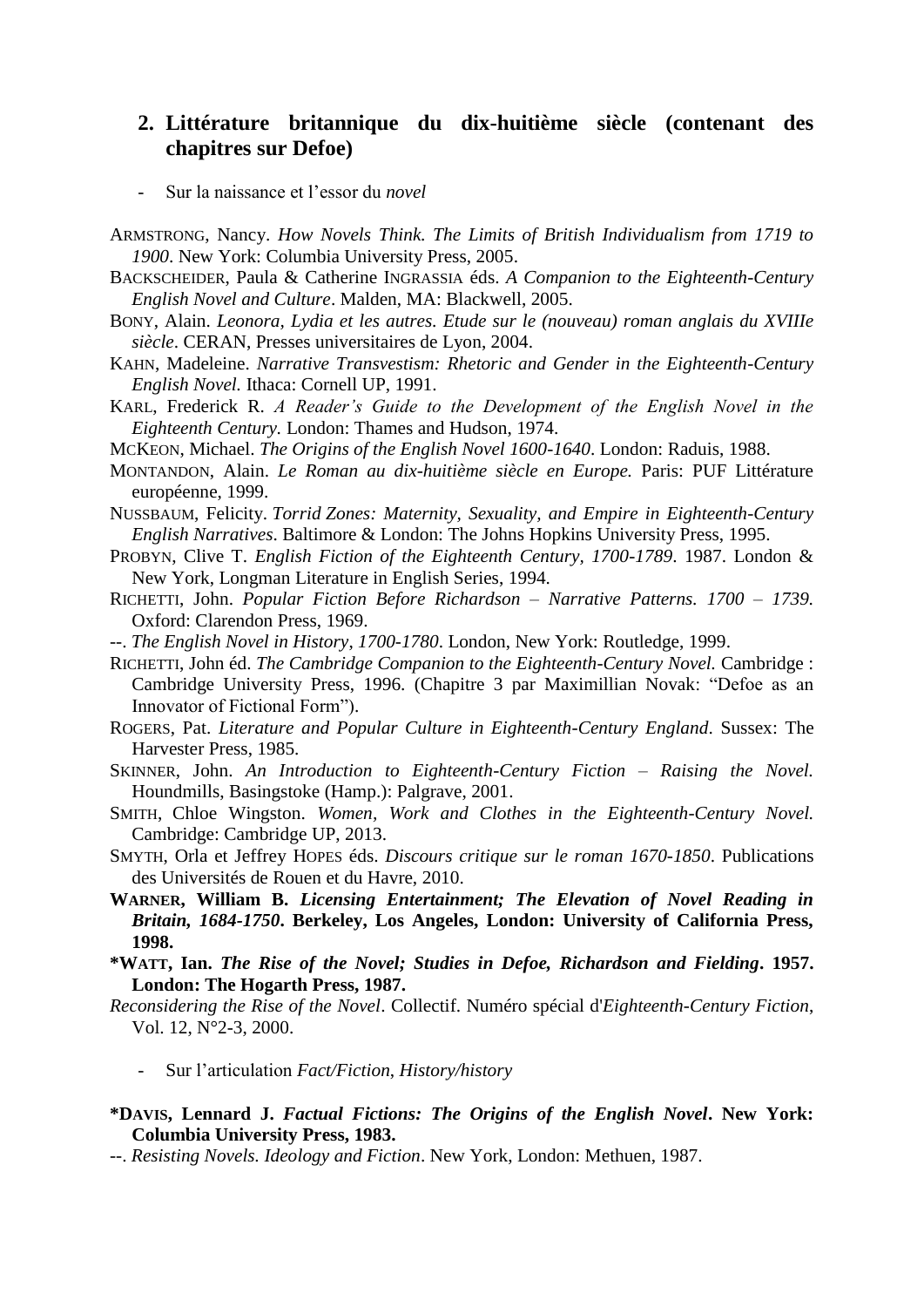## 2. Littérature britannique du dix-huitième siècle (contenant des chapitres sur Defoe)

- Sur la naissance et l'essor du *novel*

ARMSTRONG, Nancy. *How Novels Think. The Limits of British Individualism from 1719 to 1900*. New York: Columbia University Press, 2005.

BACKSCHEIDER, Paula & Catherine INGRASSIA éds. *A Companion to the Eighteenth-Century English Novel and Culture*. Malden, MA: Blackwell, 2005.

BONY, Alain. *Leonora, Lydia et les autres. Etude sur le (nouveau) roman anglais du XVIIIe siècle*. CERAN, Presses universitaires de Lyon, 2004.

KAHN, Madeleine. *Narrative Transvestism: Rhetoric and Gender in the Eighteenth-Century English Novel.* Ithaca: Cornell UP, 1991.

KARL, Frederick R. *A Reader's Guide to the Development of the English Novel in the Eighteenth Century.* London: Thames and Hudson, 1974.

MCKEON, Michael. *The Origins of the English Novel 1600-1640*. London: Raduis, 1988.

MONTANDON, Alain. *Le Roman au dix-huitième siècle en Europe.* Paris: PUF Littérature européenne, 1999.

NUSSBAUM, Felicity. *Torrid Zones: Maternity, Sexuality, and Empire in Eighteenth-Century English Narratives*. Baltimore & London: The Johns Hopkins University Press, 1995.

PROBYN, Clive T. *English Fiction of the Eighteenth Century, 1700-1789*. 1987. London & New York, Longman Literature in English Series, 1994.

RICHETTI, John. *Popular Fiction Before Richardson – Narrative Patterns. 1700 – 1739.* Oxford: Clarendon Press, 1969.

--. *The English Novel in History, 1700-1780*. London, New York: Routledge, 1999.

RICHETTI, John éd. *The Cambridge Companion to the Eighteenth-Century Novel.* Cambridge : Cambridge University Press, 1996. (Chapitre 3 par Maximillian Novak: "Defoe as an Innovator of Fictional Form").

ROGERS, Pat. *Literature and Popular Culture in Eighteenth-Century England*. Sussex: The Harvester Press, 1985.

SKINNER, John. *An Introduction to Eighteenth-Century Fiction – Raising the Novel.* Houndmills, Basingstoke (Hamp.): Palgrave, 2001.

SMITH, Chloe Wingston. *Women, Work and Clothes in the Eighteenth-Century Novel.* Cambridge: Cambridge UP, 2013.

SMYTH, Orla et Jeffrey HOPES éds. *Discours critique sur le roman 1670-1850*. Publications des Universités de Rouen et du Havre, 2010.

**WARNER, William B. *Licensing Entertainment; The Elevation of Novel Reading in Britain, 1684-1750*. Berkeley, Los Angeles, London: University of California Press, 1998.**

**\*WATT, Ian. *The Rise of the Novel; Studies in Defoe, Richardson and Fielding*. 1957. London: The Hogarth Press, 1987.**

*Reconsidering the Rise of the Novel*. Collectif. Numéro spécial d'*Eighteenth-Century Fiction*, Vol. 12, N°2-3, 2000.

- Sur l'articulation *Fact/Fiction*, *History/history*

**\*DAVIS, Lennard J. *Factual Fictions: The Origins of the English Novel*. New York: Columbia University Press, 1983.**

--. *Resisting Novels. Ideology and Fiction*. New York, London: Methuen, 1987.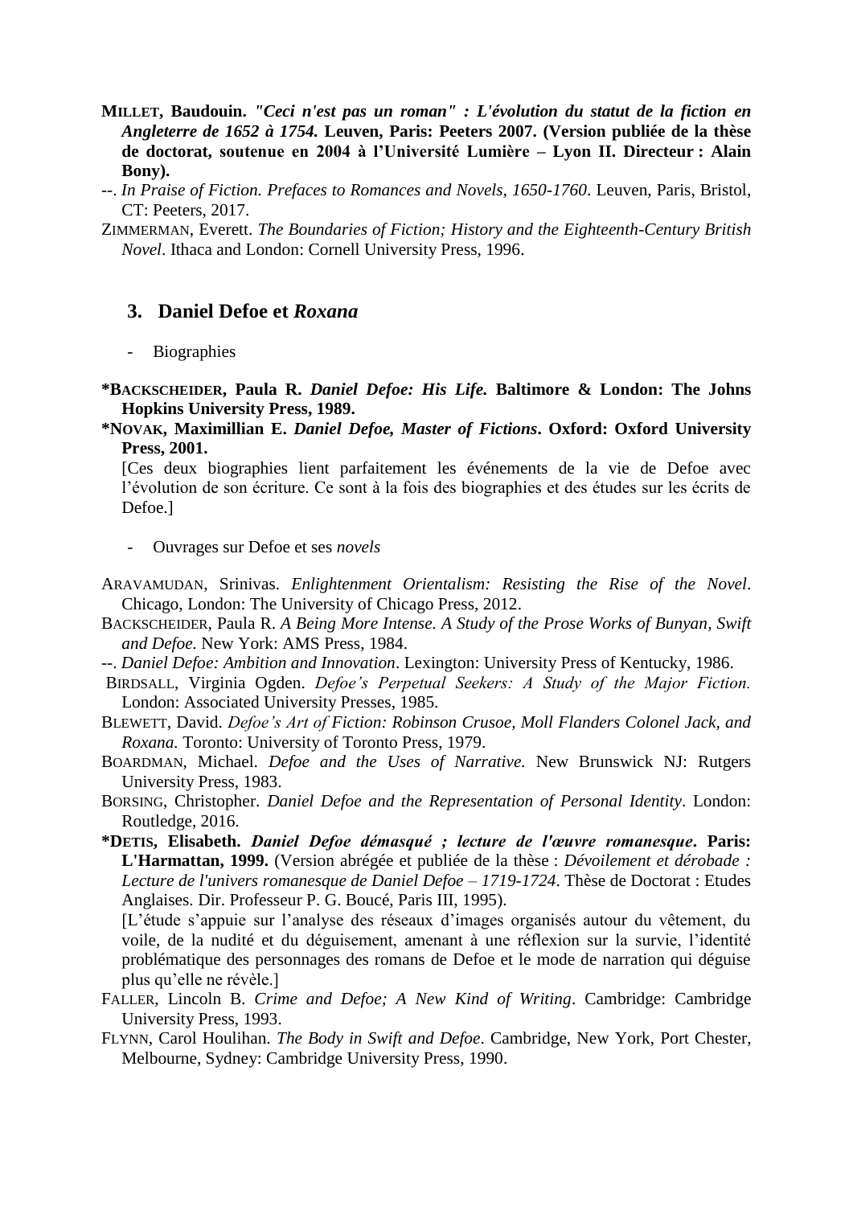**Millet, Baudouin. *"Ceci n'est pas un roman" : L'évolution du statut de la fiction en Angleterre de 1652 à 1754.* Leuven, Paris: Peeters 2007. (Version publiée de la thèse de doctorat, soutenue en 2004 à l'Université Lumière – Lyon II. Directeur : Alain Bony).**

--. *In Praise of Fiction. Prefaces to Romances and Novels, 1650-1760*. Leuven, Paris, Bristol, CT: Peeters, 2017.

Zimmerman, Everett. *The Boundaries of Fiction; History and the Eighteenth-Century British Novel*. Ithaca and London: Cornell University Press, 1996.

### 3. Daniel Defoe et *Roxana*

- Biographies

**\*Backscheider, Paula R. *Daniel Defoe: His Life.* Baltimore & London: The Johns Hopkins University Press, 1989.**

**\*Novak, Maximillian E. *Daniel Defoe, Master of Fictions*. Oxford: Oxford University Press, 2001.**

[Ces deux biographies lient parfaitement les événements de la vie de Defoe avec l'évolution de son écriture. Ce sont à la fois des biographies et des études sur les écrits de Defoe.]

- Ouvrages sur Defoe et ses *novels*

Aravamudan, Srinivas. *Enlightenment Orientalism: Resisting the Rise of the Novel*. Chicago, London: The University of Chicago Press, 2012.

Backscheider, Paula R. *A Being More Intense. A Study of the Prose Works of Bunyan, Swift and Defoe.* New York: AMS Press, 1984.

--. *Daniel Defoe: Ambition and Innovation*. Lexington: University Press of Kentucky, 1986.

Birdsall, Virginia Ogden. *Defoe's Perpetual Seekers: A Study of the Major Fiction.* London: Associated University Presses, 1985.

Blewett, David. *Defoe's Art of Fiction: Robinson Crusoe, Moll Flanders Colonel Jack, and Roxana.* Toronto: University of Toronto Press, 1979.

Boardman, Michael. *Defoe and the Uses of Narrative.* New Brunswick NJ: Rutgers University Press, 1983.

Borsing, Christopher. *Daniel Defoe and the Representation of Personal Identity*. London: Routledge, 2016.

**\*Detis, Elisabeth. *Daniel Defoe démasqué ; lecture de l'œuvre romanesque*. Paris: L'Harmattan, 1999.** (Version abrégée et publiée de la thèse : *Dévoilement et dérobade : Lecture de l'univers romanesque de Daniel Defoe – 1719-1724*. Thèse de Doctorat : Etudes Anglaises. Dir. Professeur P. G. Boucé, Paris III, 1995).

[L'étude s'appuie sur l'analyse des réseaux d'images organisés autour du vêtement, du voile, de la nudité et du déguisement, amenant à une réflexion sur la survie, l'identité problématique des personnages des romans de Defoe et le mode de narration qui déguise plus qu'elle ne révèle.]

Faller, Lincoln B. *Crime and Defoe; A New Kind of Writing*. Cambridge: Cambridge University Press, 1993.

Flynn, Carol Houlihan. *The Body in Swift and Defoe*. Cambridge, New York, Port Chester, Melbourne, Sydney: Cambridge University Press, 1990.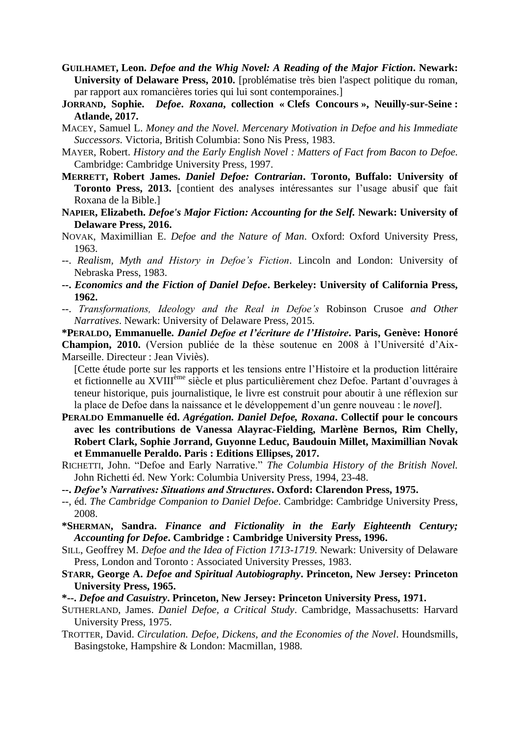**GUILHAMET, Leon. *Defoe and the Whig Novel: A Reading of the Major Fiction*. Newark: University of Delaware Press, 2010.** [problématise très bien l'aspect politique du roman, par rapport aux romancières tories qui lui sont contemporaines.]

**JORRAND, Sophie. *Defoe*. *Roxana*, collection « Clefs Concours », Neuilly-sur-Seine : Atlande, 2017.**

MACEY, Samuel L. *Money and the Novel. Mercenary Motivation in Defoe and his Immediate Successors.* Victoria, British Columbia: Sono Nis Press, 1983.

MAYER, Robert. *History and the Early English Novel : Matters of Fact from Bacon to Defoe.* Cambridge: Cambridge University Press, 1997.

**MERRETT, Robert James. *Daniel Defoe: Contrarian*. Toronto, Buffalo: University of Toronto Press, 2013.** [contient des analyses intéressantes sur l'usage abusif que fait Roxana de la Bible.]

**NAPIER, Elizabeth. *Defoe's Major Fiction: Accounting for the Self.* Newark: University of Delaware Press, 2016.**

NOVAK, Maximillian E. *Defoe and the Nature of Man*. Oxford: Oxford University Press, 1963.

--. *Realism, Myth and History in Defoe's Fiction*. Lincoln and London: University of Nebraska Press, 1983.

**--. *Economics and the Fiction of Daniel Defoe*. Berkeley: University of California Press, 1962.**

--. *Transformations, Ideology and the Real in Defoe's* Robinson Crusoe *and Other Narratives*. Newark: University of Delaware Press, 2015.

***PERALDO, Emmanuelle. *Daniel Defoe et l'écriture de l'Histoire*. Paris, Genève: Honoré Champion, 2010.** (Version publiée de la thèse soutenue en 2008 à l'Université d'Aix-Marseille. Directeur : Jean Viviès).

[Cette étude porte sur les rapports et les tensions entre l'Histoire et la production littéraire et fictionnelle au XVIII[ème] siècle et plus particulièrement chez Defoe. Partant d'ouvrages à teneur historique, puis journalistique, le livre est construit pour aboutir à une réflexion sur la place de Defoe dans la naissance et le développement d'un genre nouveau : le *novel*].

**PERALDO Emmanuelle éd. *Agrégation. Daniel Defoe, Roxana*. Collectif pour le concours avec les contributions de Vanessa Alayrac-Fielding, Marlène Bernos, Rim Chelly, Robert Clark, Sophie Jorrand, Guyonne Leduc, Baudouin Millet, Maximillian Novak et Emmanuelle Peraldo. Paris : Editions Ellipses, 2017.**

RICHETTI, John. "Defoe and Early Narrative." *The Columbia History of the British Novel.* John Richetti éd. New York: Columbia University Press, 1994, 23-48.

**--. *Defoe's Narratives: Situations and Structures*. Oxford: Clarendon Press, 1975.**

--, éd. *The Cambridge Companion to Daniel Defoe*. Cambridge: Cambridge University Press, 2008.

***SHERMAN, Sandra. *Finance and Fictionality in the Early Eighteenth Century; Accounting for Defoe*. Cambridge : Cambridge University Press, 1996.**

SILL, Geoffrey M. *Defoe and the Idea of Fiction 1713-1719*. Newark: University of Delaware Press, London and Toronto : Associated University Presses, 1983.

**STARR, George A. *Defoe and Spiritual Autobiography*. Princeton, New Jersey: Princeton University Press, 1965.**

***--. *Defoe and Casuistry*. Princeton, New Jersey: Princeton University Press, 1971.**

SUTHERLAND, James. *Daniel Defoe, a Critical Study*. Cambridge, Massachusetts: Harvard University Press, 1975.

TROTTER, David. *Circulation. Defoe, Dickens, and the Economies of the Novel*. Houndsmills, Basingstoke, Hampshire & London: Macmillan, 1988.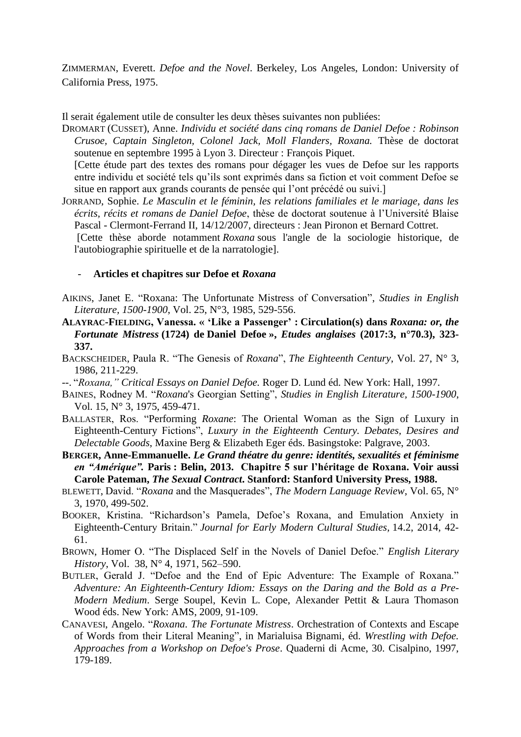ZIMMERMAN, Everett. *Defoe and the Novel*. Berkeley, Los Angeles, London: University of California Press, 1975.

Il serait également utile de consulter les deux thèses suivantes non publiées:

DROMART (CUSSET), Anne. *Individu et société dans cinq romans de Daniel Defoe : Robinson Crusoe, Captain Singleton, Colonel Jack, Moll Flanders, Roxana.* Thèse de doctorat soutenue en septembre 1995 à Lyon 3. Directeur : François Piquet.
[Cette étude part des textes des romans pour dégager les vues de Defoe sur les rapports entre individu et société tels qu'ils sont exprimés dans sa fiction et voit comment Defoe se situe en rapport aux grands courants de pensée qui l'ont précédé ou suivi.]

JORRAND, Sophie. *Le Masculin et le féminin, les relations familiales et le mariage, dans les écrits, récits et romans de Daniel Defoe*, thèse de doctorat soutenue à l'Université Blaise Pascal - Clermont-Ferrand II, 14/12/2007, directeurs : Jean Pironon et Bernard Cottret.
[Cette thèse aborde notamment *Roxana* sous l'angle de la sociologie historique, de l'autobiographie spirituelle et de la narratologie].

- **Articles et chapitres sur Defoe et *Roxana***

AIKINS, Janet E. "Roxana: The Unfortunate Mistress of Conversation", *Studies in English Literature, 1500-1900*, Vol. 25, N°3, 1985, 529-556.

**ALAYRAC-FIELDING, Vanessa. « 'Like a Passenger' : Circulation(s) dans *Roxana: or, the Fortunate Mistress* (1724) de Daniel Defoe », *Etudes anglaises* (2017:3, n°70.3), 323-337.**

BACKSCHEIDER, Paula R. "The Genesis of *Roxana*", *The Eighteenth Century*, Vol. 27, N° 3, 1986, 211-229.

--. "*Roxana,*" *Critical Essays on Daniel Defoe.* Roger D. Lund éd. New York: Hall, 1997.

BAINES, Rodney M. "*Roxana*'s Georgian Setting", *Studies in English Literature, 1500-1900*, Vol. 15, N° 3, 1975, 459-471.

BALLASTER, Ros. "Performing *Roxane*: The Oriental Woman as the Sign of Luxury in Eighteenth-Century Fictions", *Luxury in the Eighteenth Century. Debates, Desires and Delectable Goods*, Maxine Berg & Elizabeth Eger éds. Basingstoke: Palgrave, 2003.

**BERGER, Anne-Emmanuelle. *Le Grand théatre du genre: identités, sexualités et féminisme en "Amérique".* Paris : Belin, 2013. Chapitre 5 sur l'héritage de Roxana. Voir aussi Carole Pateman, *The Sexual Contract*. Stanford: Stanford University Press, 1988.**

BLEWETT, David. "*Roxana* and the Masquerades", *The Modern Language Review*, Vol. 65, N° 3, 1970, 499-502.

BOOKER, Kristina. "Richardson's Pamela, Defoe's Roxana, and Emulation Anxiety in Eighteenth-Century Britain." *Journal for Early Modern Cultural Studies,* 14.2, 2014, 42-61.

BROWN, Homer O. "The Displaced Self in the Novels of Daniel Defoe." *English Literary History*, Vol. 38, N° 4, 1971, 562–590.

BUTLER, Gerald J. "Defoe and the End of Epic Adventure: The Example of Roxana." *Adventure: An Eighteenth-Century Idiom: Essays on the Daring and the Bold as a Pre-Modern Medium*. Serge Soupel, Kevin L. Cope, Alexander Pettit & Laura Thomason Wood éds. New York: AMS, 2009, 91-109.

CANAVESI, Angelo. "*Roxana. The Fortunate Mistress*. Orchestration of Contexts and Escape of Words from their Literal Meaning", in Marialuisa Bignami, éd. *Wrestling with Defoe. Approaches from a Workshop on Defoe's Prose*. Quaderni di Acme, 30. Cisalpino, 1997, 179-189.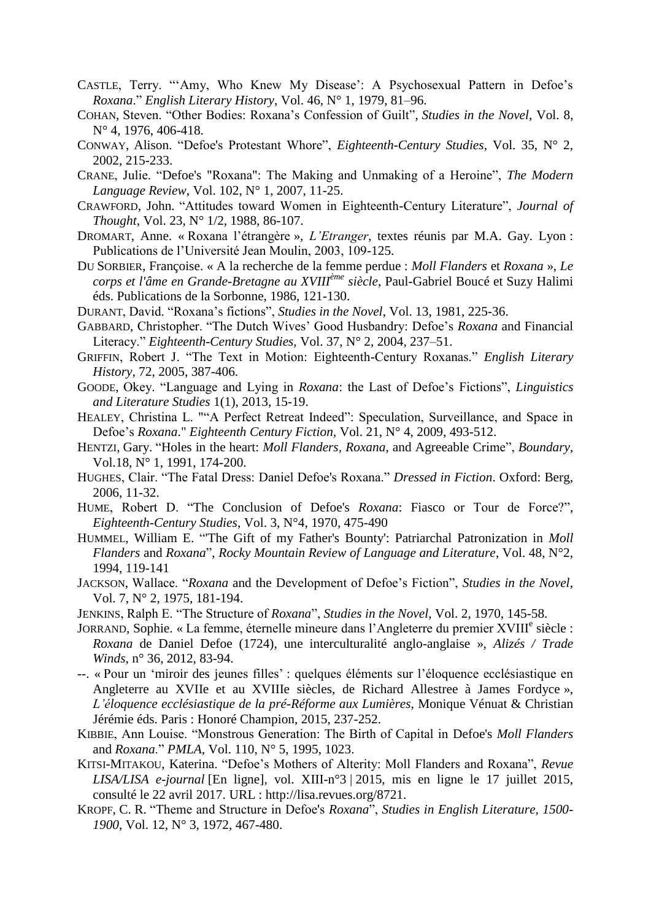CASTLE, Terry. "'Amy, Who Knew My Disease': A Psychosexual Pattern in Defoe's *Roxana*." *English Literary History*, Vol. 46, N° 1, 1979, 81–96.

COHAN, Steven. "Other Bodies: Roxana's Confession of Guilt", *Studies in the Novel*, Vol. 8, N° 4, 1976, 406-418.

CONWAY, Alison. "Defoe's Protestant Whore", *Eighteenth-Century Studies*, Vol. 35, N° 2, 2002, 215-233.

CRANE, Julie. "Defoe's "Roxana": The Making and Unmaking of a Heroine", *The Modern Language Review*, Vol. 102, N° 1, 2007, 11-25.

CRAWFORD, John. "Attitudes toward Women in Eighteenth-Century Literature", *Journal of Thought*, Vol. 23, N° 1/2, 1988, 86-107.

DROMART, Anne. « Roxana l'étrangère », *L'Etranger*, textes réunis par M.A. Gay. Lyon : Publications de l'Université Jean Moulin, 2003, 109-125.

DU SORBIER, Françoise. « A la recherche de la femme perdue : *Moll Flanders* et *Roxana* », *Le corps et l'âme en Grande-Bretagne au XVIII[ème] siècle*, Paul-Gabriel Boucé et Suzy Halimi éds. Publications de la Sorbonne, 1986, 121-130.

DURANT, David. "Roxana's fictions", *Studies in the Novel*, Vol. 13, 1981, 225-36.

GABBARD, Christopher. "The Dutch Wives' Good Husbandry: Defoe's *Roxana* and Financial Literacy." *Eighteenth-Century Studies,* Vol. 37, N° 2, 2004, 237–51.

GRIFFIN, Robert J. "The Text in Motion: Eighteenth-Century Roxanas." *English Literary History*, 72, 2005, 387-406.

GOODE, Okey. "Language and Lying in *Roxana*: the Last of Defoe's Fictions", *Linguistics and Literature Studies* 1(1), 2013, 15-19.

HEALEY, Christina L. ""A Perfect Retreat Indeed": Speculation, Surveillance, and Space in Defoe's *Roxana*." *Eighteenth Century Fiction*, Vol. 21, N° 4, 2009, 493-512.

HENTZI, Gary. "Holes in the heart: *Moll Flanders, Roxana,* and Agreeable Crime", *Boundary*, Vol.18, N° 1, 1991, 174-200.

HUGHES, Clair. "The Fatal Dress: Daniel Defoe's Roxana." *Dressed in Fiction*. Oxford: Berg, 2006, 11-32.

HUME, Robert D. "The Conclusion of Defoe's *Roxana*: Fiasco or Tour de Force?", *Eighteenth-Century Studies*, Vol. 3, N°4, 1970, 475-490

HUMMEL, William E. "'The Gift of my Father's Bounty': Patriarchal Patronization in *Moll Flanders* and *Roxana*", *Rocky Mountain Review of Language and Literature*, Vol. 48, N°2, 1994, 119-141

JACKSON, Wallace. "*Roxana* and the Development of Defoe's Fiction", *Studies in the Novel*, Vol. 7, N° 2, 1975, 181-194.

JENKINS, Ralph E. "The Structure of *Roxana*", *Studies in the Novel*, Vol. 2, 1970, 145-58.

JORRAND, Sophie. « La femme, éternelle mineure dans l'Angleterre du premier XVIII[e] siècle : *Roxana* de Daniel Defoe (1724), une interculturalité anglo-anglaise », *Alizés / Trade Winds*, n° 36, 2012, 83-94.

--. « Pour un 'miroir des jeunes filles' : quelques éléments sur l'éloquence ecclésiastique en Angleterre au XVIIe et au XVIIIe siècles, de Richard Allestree à James Fordyce », *L'éloquence ecclésiastique de la pré-Réforme aux Lumières*, Monique Vénuat & Christian Jérémie éds. Paris : Honoré Champion, 2015, 237-252.

KIBBIE, Ann Louise. "Monstrous Generation: The Birth of Capital in Defoe's *Moll Flanders* and *Roxana*." *PMLA*, Vol. 110, N° 5, 1995, 1023.

KITSI-MITAKOU, Katerina. "Defoe's Mothers of Alterity: Moll Flanders and Roxana", *Revue LISA/LISA e-journal* [En ligne], vol. XIII-n°3 | 2015, mis en ligne le 17 juillet 2015, consulté le 22 avril 2017. URL : http://lisa.revues.org/8721.

KROPF, C. R. "Theme and Structure in Defoe's *Roxana*", *Studies in English Literature, 1500-1900*, Vol. 12, N° 3, 1972, 467-480.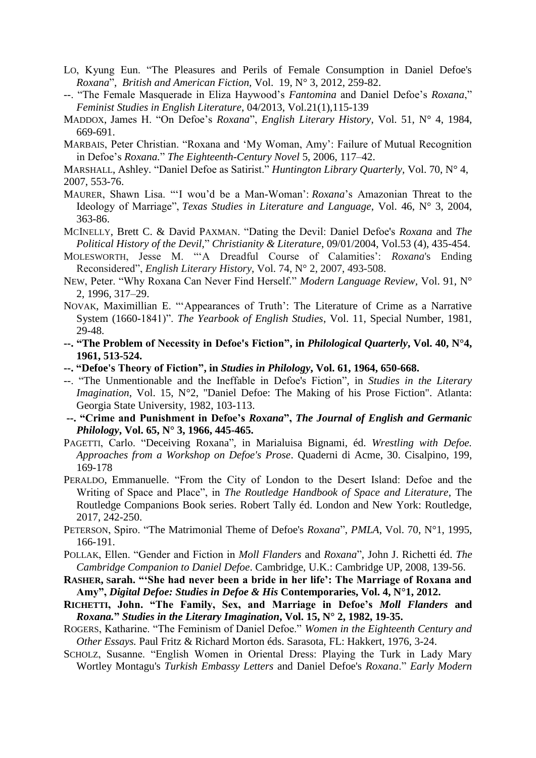LO, Kyung Eun. "The Pleasures and Perils of Female Consumption in Daniel Defoe's *Roxana*", *British and American Fiction*, Vol. 19, N° 3, 2012, 259-82.

--. "The Female Masquerade in Eliza Haywood's *Fantomina* and Daniel Defoe's *Roxana*," *Feminist Studies in English Literature*, 04/2013, Vol.21(1),115-139

MADDOX, James H. "On Defoe's *Roxana*", *English Literary History*, Vol. 51, N° 4, 1984, 669-691.

MARBAIS, Peter Christian. "Roxana and 'My Woman, Amy': Failure of Mutual Recognition in Defoe's *Roxana*." *The Eighteenth-Century Novel* 5, 2006, 117–42.

MARSHALL, Ashley. "Daniel Defoe as Satirist." *Huntington Library Quarterly*, Vol. 70, N° 4, 2007, 553-76.

MAURER, Shawn Lisa. "'I wou'd be a Man-Woman': *Roxana*'s Amazonian Threat to the Ideology of Marriage", *Texas Studies in Literature and Language*, Vol. 46, N° 3, 2004, 363-86.

MCINELLY, Brett C. & David PAXMAN. "Dating the Devil: Daniel Defoe's *Roxana* and *The Political History of the Devil*," *Christianity & Literature*, 09/01/2004, Vol.53 (4), 435-454.

MOLESWORTH, Jesse M. "'A Dreadful Course of Calamities': *Roxana*'s Ending Reconsidered", *English Literary History*, Vol. 74, N° 2, 2007, 493-508.

NEW, Peter. "Why Roxana Can Never Find Herself." *Modern Language Review*, Vol. 91, N° 2, 1996, 317–29.

NOVAK, Maximillian E. "'Appearances of Truth': The Literature of Crime as a Narrative System (1660-1841)". *The Yearbook of English Studies*, Vol. 11, Special Number, 1981, 29-48.

**--. "The Problem of Necessity in Defoe's Fiction", in *Philological Quarterly*, Vol. 40, N°4, 1961, 513-524.**

**--. "Defoe's Theory of Fiction", in *Studies in Philology*, Vol. 61, 1964, 650-668.**

--. "The Unmentionable and the Ineffable in Defoe's Fiction", in *Studies in the Literary Imagination*, Vol. 15, N°2, "Daniel Defoe: The Making of his Prose Fiction". Atlanta: Georgia State University, 1982, 103-113.

**--. "Crime and Punishment in Defoe's *Roxana*", *The Journal of English and Germanic Philology*, Vol. 65, N° 3, 1966, 445-465.**

PAGETTI, Carlo. "Deceiving Roxana", in Marialuisa Bignami, éd. *Wrestling with Defoe. Approaches from a Workshop on Defoe's Prose*. Quaderni di Acme, 30. Cisalpino, 199, 169-178

PERALDO, Emmanuelle. "From the City of London to the Desert Island: Defoe and the Writing of Space and Place", in *The Routledge Handbook of Space and Literature*, The Routledge Companions Book series. Robert Tally éd. London and New York: Routledge, 2017, 242-250.

PETERSON, Spiro. "The Matrimonial Theme of Defoe's *Roxana*", *PMLA*, Vol. 70, N°1, 1995, 166-191.

POLLAK, Ellen. "Gender and Fiction in *Moll Flanders* and *Roxana*", John J. Richetti éd. *The Cambridge Companion to Daniel Defoe*. Cambridge, U.K.: Cambridge UP, 2008, 139-56.

**RASHER, Sarah. "'She had never been a bride in her life': The Marriage of Roxana and Amy", *Digital Defoe: Studies in Defoe & His* Contemporaries, Vol. 4, N°1, 2012.**

**RICHETTI, John. "The Family, Sex, and Marriage in Defoe's *Moll Flanders* and *Roxana.*" *Studies in the Literary Imagination*, Vol. 15, N° 2, 1982, 19-35.**

ROGERS, Katharine. "The Feminism of Daniel Defoe." *Women in the Eighteenth Century and Other Essays.* Paul Fritz & Richard Morton éds. Sarasota, FL: Hakkert, 1976, 3-24.

SCHOLZ, Susanne. "English Women in Oriental Dress: Playing the Turk in Lady Mary Wortley Montagu's *Turkish Embassy Letters* and Daniel Defoe's *Roxana*." *Early Modern*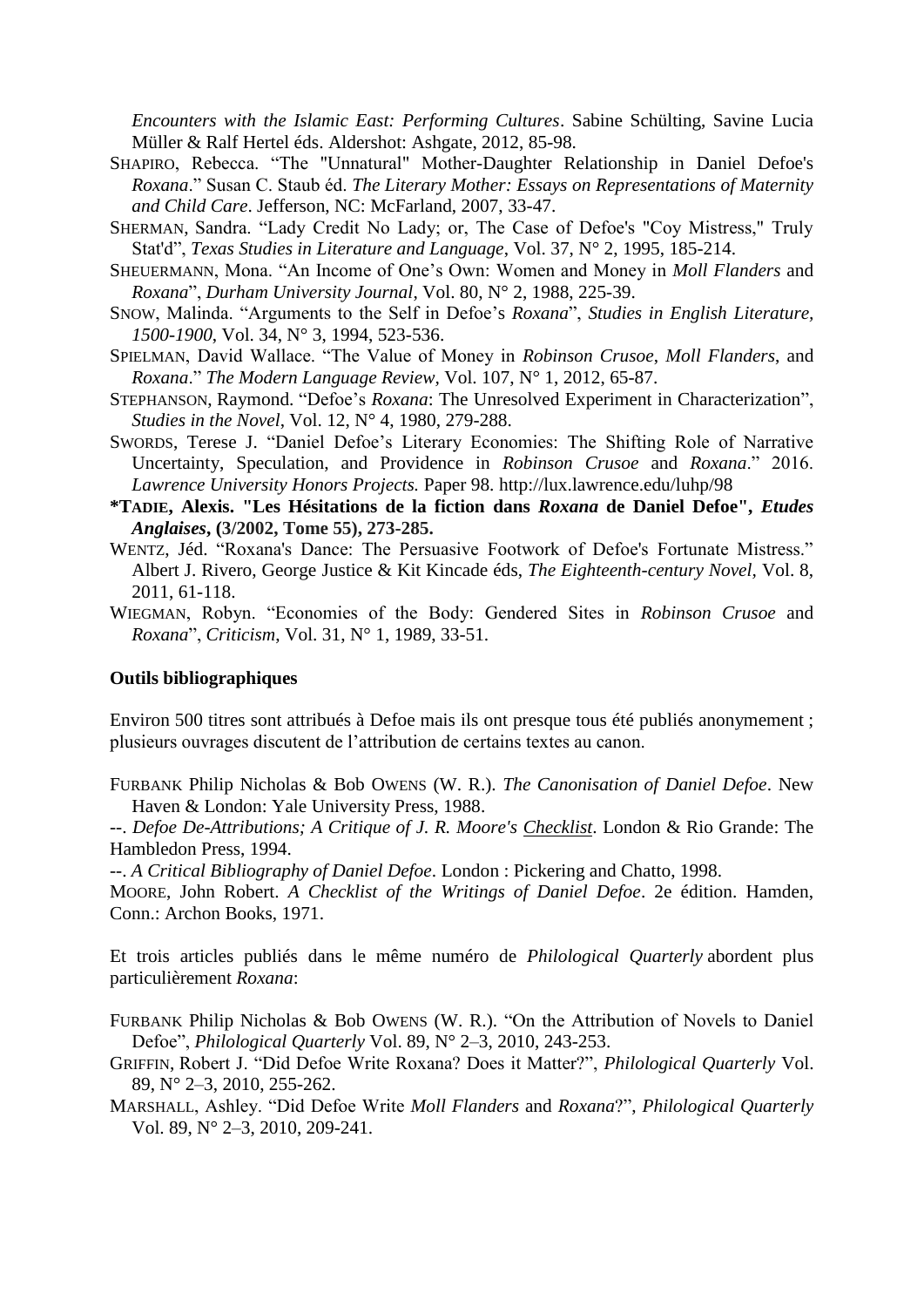*Encounters with the Islamic East: Performing Cultures*. Sabine Schülting, Savine Lucia Müller & Ralf Hertel éds. Aldershot: Ashgate, 2012, 85-98.

SHAPIRO, Rebecca. "The "Unnatural" Mother-Daughter Relationship in Daniel Defoe's *Roxana*." Susan C. Staub éd. *The Literary Mother: Essays on Representations of Maternity and Child Care*. Jefferson, NC: McFarland, 2007, 33-47.

SHERMAN, Sandra. "Lady Credit No Lady; or, The Case of Defoe's "Coy Mistress," Truly Stat'd", *Texas Studies in Literature and Language*, Vol. 37, N° 2, 1995, 185-214.

SHEUERMANN, Mona. "An Income of One's Own: Women and Money in *Moll Flanders* and *Roxana*", *Durham University Journal*, Vol. 80, N° 2, 1988, 225-39.

SNOW, Malinda. "Arguments to the Self in Defoe's *Roxana*", *Studies in English Literature, 1500-1900*, Vol. 34, N° 3, 1994, 523-536.

SPIELMAN, David Wallace. "The Value of Money in *Robinson Crusoe*, *Moll Flanders*, and *Roxana*." *The Modern Language Review*, Vol. 107, N° 1, 2012, 65-87.

STEPHANSON, Raymond. "Defoe's *Roxana*: The Unresolved Experiment in Characterization", *Studies in the Novel*, Vol. 12, N° 4, 1980, 279-288.

SWORDS, Terese J. "Daniel Defoe's Literary Economies: The Shifting Role of Narrative Uncertainty, Speculation, and Providence in *Robinson Crusoe* and *Roxana*." 2016. *Lawrence University Honors Projects.* Paper 98. http://lux.lawrence.edu/luhp/98

**\*TADIE, Alexis. "Les Hésitations de la fiction dans *Roxana* de Daniel Defoe", *Etudes Anglaises*, (3/2002, Tome 55), 273-285.**

WENTZ, Jéd. "Roxana's Dance: The Persuasive Footwork of Defoe's Fortunate Mistress." Albert J. Rivero, George Justice & Kit Kincade éds, *The Eighteenth-century Novel*, Vol. 8, 2011, 61-118.

WIEGMAN, Robyn. "Economies of the Body: Gendered Sites in *Robinson Crusoe* and *Roxana*", *Criticism*, Vol. 31, N° 1, 1989, 33-51.

**Outils bibliographiques**

Environ 500 titres sont attribués à Defoe mais ils ont presque tous été publiés anonymement ; plusieurs ouvrages discutent de l'attribution de certains textes au canon.

FURBANK Philip Nicholas & Bob OWENS (W. R.). *The Canonisation of Daniel Defoe*. New Haven & London: Yale University Press, 1988.

--. *Defoe De-Attributions; A Critique of J. R. Moore's Checklist*. London & Rio Grande: The Hambledon Press, 1994.

--. *A Critical Bibliography of Daniel Defoe*. London : Pickering and Chatto, 1998.

MOORE, John Robert. *A Checklist of the Writings of Daniel Defoe*. 2e édition. Hamden, Conn.: Archon Books, 1971.

Et trois articles publiés dans le même numéro de *Philological Quarterly* abordent plus particulièrement *Roxana*:

FURBANK Philip Nicholas & Bob OWENS (W. R.). "On the Attribution of Novels to Daniel Defoe", *Philological Quarterly* Vol. 89, N° 2–3, 2010, 243-253.

GRIFFIN, Robert J. "Did Defoe Write Roxana? Does it Matter?", *Philological Quarterly* Vol. 89, N° 2–3, 2010, 255-262.

MARSHALL, Ashley. "Did Defoe Write *Moll Flanders* and *Roxana*?", *Philological Quarterly* Vol. 89, N° 2–3, 2010, 209-241.